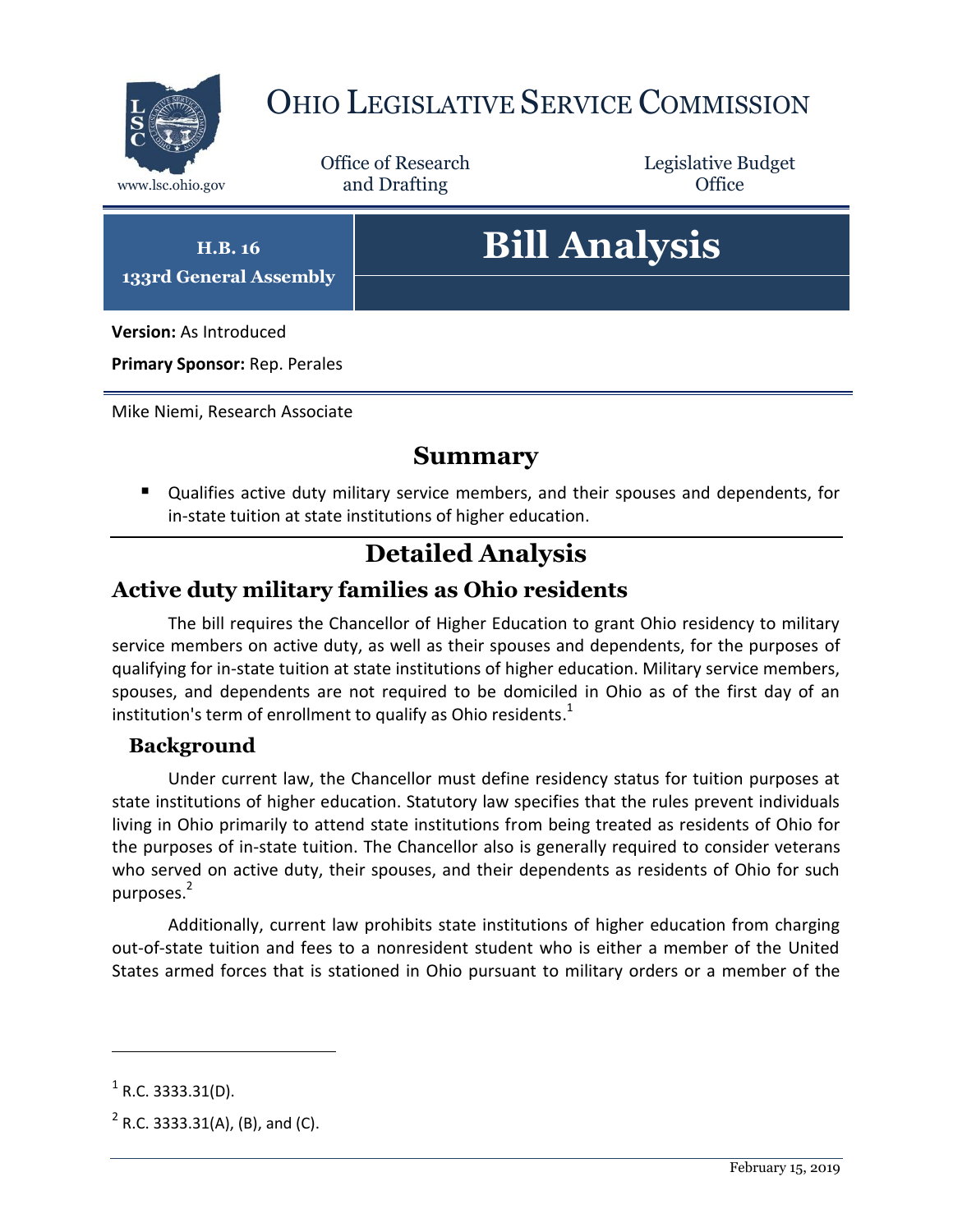# OHIO LEGISLATIVE SERVICE COMMISSION

www.lsc.ohio.gov

Office of Research and Drafting

Legislative Budget Office

**H.B. 16**
**133rd General Assembly**

# Bill Analysis

**Version:** As Introduced

**Primary Sponsor:** Rep. Perales

Mike Niemi, Research Associate

## Summary

- Qualifies active duty military service members, and their spouses and dependents, for in-state tuition at state institutions of higher education.

## Detailed Analysis

### Active duty military families as Ohio residents

The bill requires the Chancellor of Higher Education to grant Ohio residency to military service members on active duty, as well as their spouses and dependents, for the purposes of qualifying for in-state tuition at state institutions of higher education. Military service members, spouses, and dependents are not required to be domiciled in Ohio as of the first day of an institution's term of enrollment to qualify as Ohio residents.[1]

#### Background

Under current law, the Chancellor must define residency status for tuition purposes at state institutions of higher education. Statutory law specifies that the rules prevent individuals living in Ohio primarily to attend state institutions from being treated as residents of Ohio for the purposes of in-state tuition. The Chancellor also is generally required to consider veterans who served on active duty, their spouses, and their dependents as residents of Ohio for such purposes.[2]

Additionally, current law prohibits state institutions of higher education from charging out-of-state tuition and fees to a nonresident student who is either a member of the United States armed forces that is stationed in Ohio pursuant to military orders or a member of the

---

[1] R.C. 3333.31(D).

[2] R.C. 3333.31(A), (B), and (C).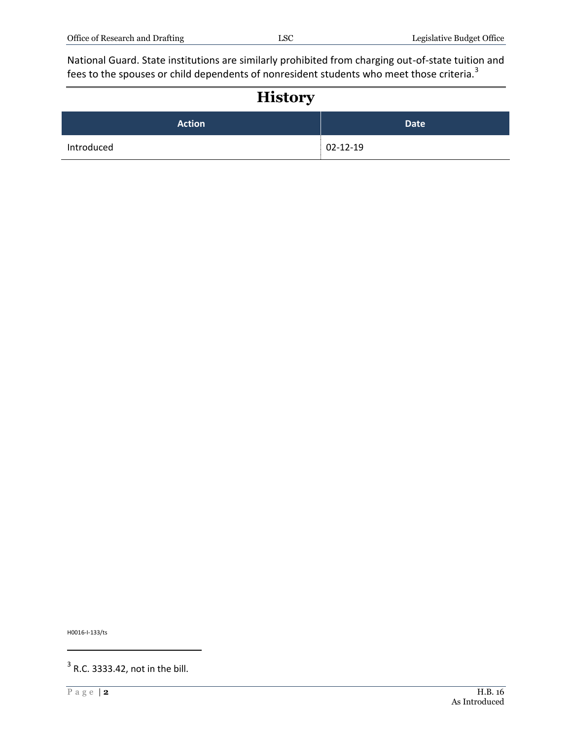National Guard. State institutions are similarly prohibited from charging out-of-state tuition and fees to the spouses or child dependents of nonresident students who meet those criteria.[3]

# History

| Action | Date |
| --- | --- |
| Introduced | 02-12-19 |

H0016-I-133/ts

[3] R.C. 3333.42, not in the bill.